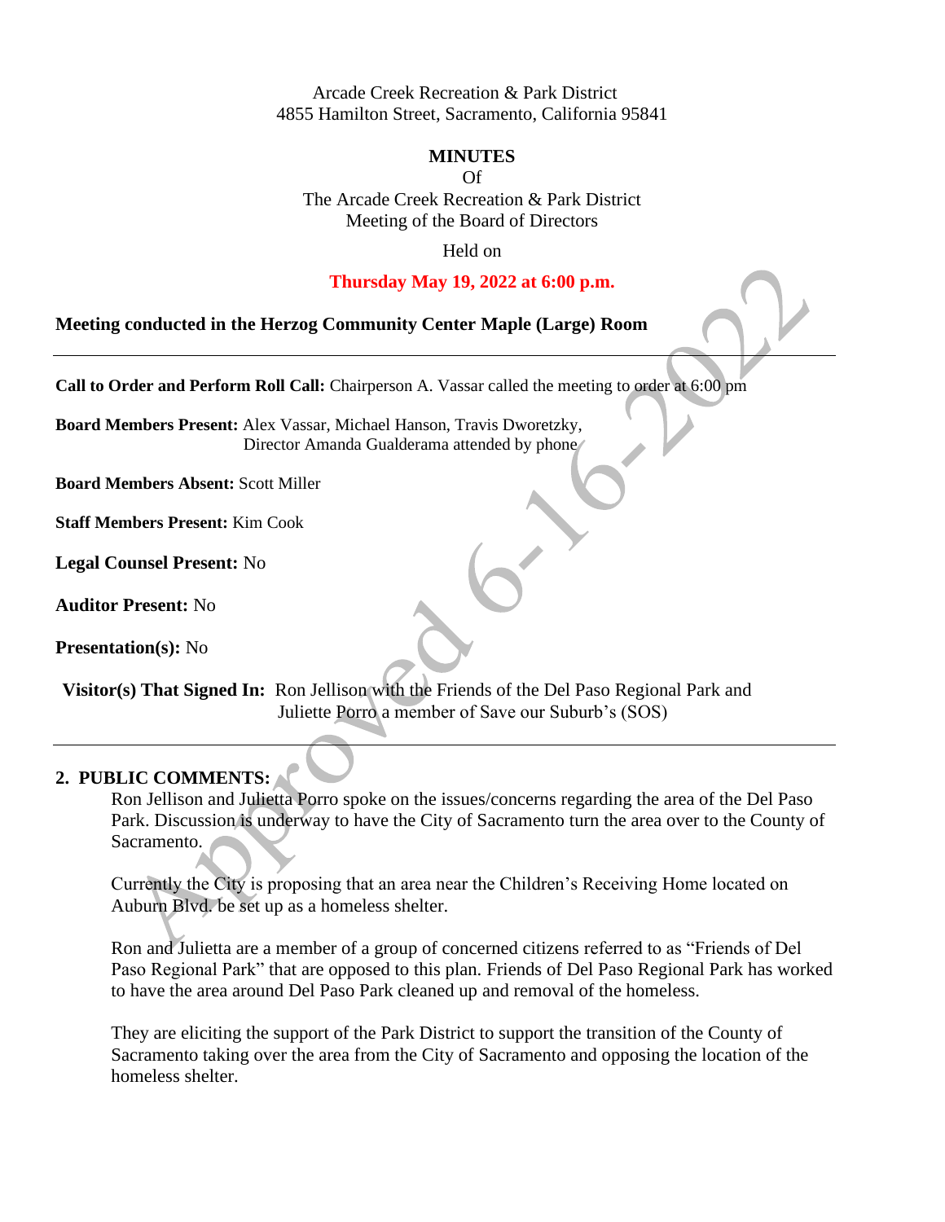Arcade Creek Recreation & Park District
4855 Hamilton Street, Sacramento, California 95841

**MINUTES**

Of

The Arcade Creek Recreation & Park District
Meeting of the Board of Directors

Held on

**Thursday May 19, 2022 at 6:00 p.m.**

**Meeting conducted in the Herzog Community Center Maple (Large) Room**

---

**Call to Order and Perform Roll Call:** Chairperson A. Vassar called the meeting to order at 6:00 pm

**Board Members Present:** Alex Vassar, Michael Hanson, Travis Dworetzky,
Director Amanda Gualderama attended by phone

**Board Members Absent:** Scott Miller

**Staff Members Present:** Kim Cook

**Legal Counsel Present:** No

**Auditor Present:** No

**Presentation(s):** No

**Visitor(s) That Signed In:** Ron Jellison with the Friends of the Del Paso Regional Park and
Juliette Porro a member of Save our Suburb's (SOS)

---

**2. PUBLIC COMMENTS:**

Ron Jellison and Julietta Porro spoke on the issues/concerns regarding the area of the Del Paso Park. Discussion is underway to have the City of Sacramento turn the area over to the County of Sacramento.

Currently the City is proposing that an area near the Children's Receiving Home located on Auburn Blvd. be set up as a homeless shelter.

Ron and Julietta are a member of a group of concerned citizens referred to as "Friends of Del Paso Regional Park" that are opposed to this plan. Friends of Del Paso Regional Park has worked to have the area around Del Paso Park cleaned up and removal of the homeless.

They are eliciting the support of the Park District to support the transition of the County of Sacramento taking over the area from the City of Sacramento and opposing the location of the homeless shelter.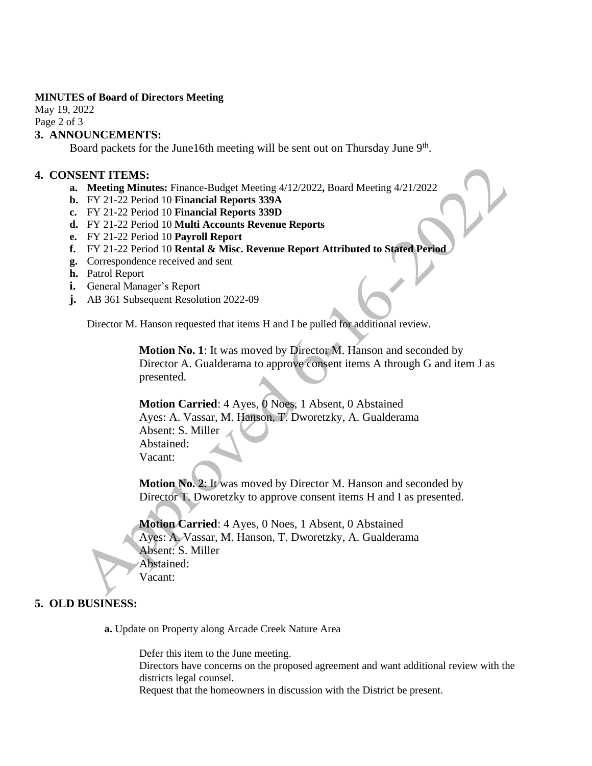## 3. ANNOUNCEMENTS:

Board packets for the June16th meeting will be sent out on Thursday June 9th.

## 4. CONSENT ITEMS:

- **a. Meeting Minutes:** Finance-Budget Meeting 4/12/2022**,** Board Meeting 4/21/2022
- **b.** FY 21-22 Period 10 **Financial Reports 339A**
- **c.** FY 21-22 Period 10 **Financial Reports 339D**
- **d.** FY 21-22 Period 10 **Multi Accounts Revenue Reports**
- **e.** FY 21-22 Period 10 **Payroll Report**
- **f.** FY 21-22 Period 10 **Rental & Misc. Revenue Report Attributed to Stated Period**
- **g.** Correspondence received and sent
- **h.** Patrol Report
- **i.** General Manager's Report
- **j.** AB 361 Subsequent Resolution 2022-09

Director M. Hanson requested that items H and I be pulled for additional review.

**Motion No. 1**: It was moved by Director M. Hanson and seconded by Director A. Gualderama to approve consent items A through G and item J as presented.

**Motion Carried**: 4 Ayes, 0 Noes, 1 Absent, 0 Abstained
Ayes: A. Vassar, M. Hanson, T. Dworetzky, A. Gualderama
Absent: S. Miller
Abstained:
Vacant:

**Motion No. 2**: It was moved by Director M. Hanson and seconded by Director T. Dworetzky to approve consent items H and I as presented.

**Motion Carried**: 4 Ayes, 0 Noes, 1 Absent, 0 Abstained
Ayes: A. Vassar, M. Hanson, T. Dworetzky, A. Gualderama
Absent: S. Miller
Abstained:
Vacant:

## 5. OLD BUSINESS:

**a.** Update on Property along Arcade Creek Nature Area

Defer this item to the June meeting.
Directors have concerns on the proposed agreement and want additional review with the districts legal counsel.
Request that the homeowners in discussion with the District be present.

Approved 6-16-2022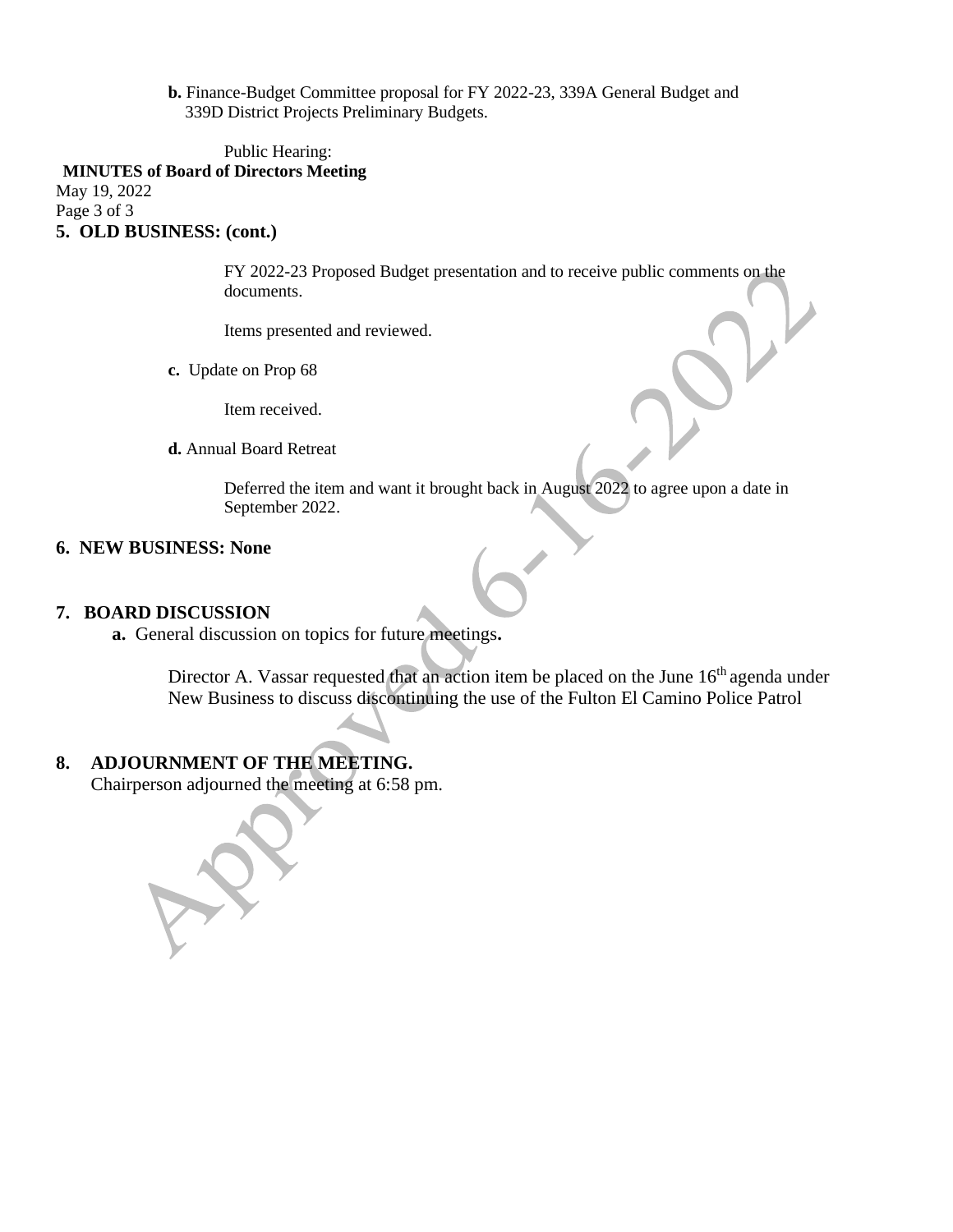**b.** Finance-Budget Committee proposal for FY 2022-23, 339A General Budget and 339D District Projects Preliminary Budgets.

Public Hearing:

**5. OLD BUSINESS: (cont.)**

FY 2022-23 Proposed Budget presentation and to receive public comments on the documents.

Items presented and reviewed.

**c.** Update on Prop 68

Item received.

**d.** Annual Board Retreat

Deferred the item and want it brought back in August 2022 to agree upon a date in September 2022.

**6. NEW BUSINESS: None**

**7. BOARD DISCUSSION**

**a.** General discussion on topics for future meetings**.**

Director A. Vassar requested that an action item be placed on the June 16th agenda under New Business to discuss discontinuing the use of the Fulton El Camino Police Patrol

**8. ADJOURNMENT OF THE MEETING.**

Chairperson adjourned the meeting at 6:58 pm.

Approved 6-16-2022